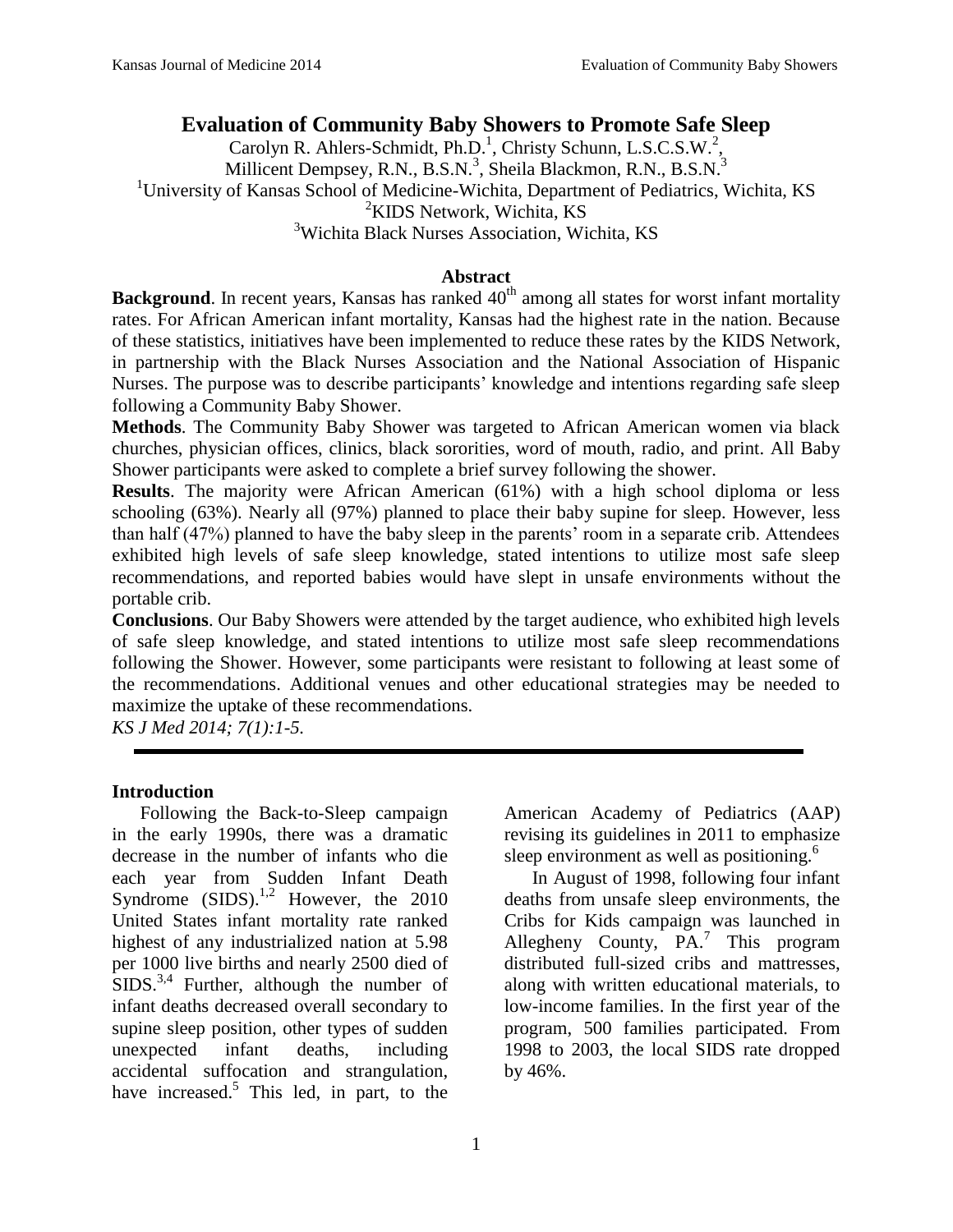# Evaluation of Community Baby Showers to Promote Safe Sleep

Carolyn R. Ahlers-Schmidt, Ph.D.[1], Christy Schunn, L.S.C.S.W.[2], Millicent Dempsey, R.N., B.S.N.[3], Sheila Blackmon, R.N., B.S.N.[3]

[1]University of Kansas School of Medicine-Wichita, Department of Pediatrics, Wichita, KS
[2]KIDS Network, Wichita, KS
[3]Wichita Black Nurses Association, Wichita, KS

## Abstract

**Background**. In recent years, Kansas has ranked 40th among all states for worst infant mortality rates. For African American infant mortality, Kansas had the highest rate in the nation. Because of these statistics, initiatives have been implemented to reduce these rates by the KIDS Network, in partnership with the Black Nurses Association and the National Association of Hispanic Nurses. The purpose was to describe participants' knowledge and intentions regarding safe sleep following a Community Baby Shower.

**Methods**. The Community Baby Shower was targeted to African American women via black churches, physician offices, clinics, black sororities, word of mouth, radio, and print. All Baby Shower participants were asked to complete a brief survey following the shower.

**Results**. The majority were African American (61%) with a high school diploma or less schooling (63%). Nearly all (97%) planned to place their baby supine for sleep. However, less than half (47%) planned to have the baby sleep in the parents' room in a separate crib. Attendees exhibited high levels of safe sleep knowledge, stated intentions to utilize most safe sleep recommendations, and reported babies would have slept in unsafe environments without the portable crib.

**Conclusions**. Our Baby Showers were attended by the target audience, who exhibited high levels of safe sleep knowledge, and stated intentions to utilize most safe sleep recommendations following the Shower. However, some participants were resistant to following at least some of the recommendations. Additional venues and other educational strategies may be needed to maximize the uptake of these recommendations.

*KS J Med 2014; 7(1):1-5.*

## Introduction

Following the Back-to-Sleep campaign in the early 1990s, there was a dramatic decrease in the number of infants who die each year from Sudden Infant Death Syndrome (SIDS).[1,2] However, the 2010 United States infant mortality rate ranked highest of any industrialized nation at 5.98 per 1000 live births and nearly 2500 died of SIDS.[3,4] Further, although the number of infant deaths decreased overall secondary to supine sleep position, other types of sudden unexpected infant deaths, including accidental suffocation and strangulation, have increased.[5] This led, in part, to the American Academy of Pediatrics (AAP) revising its guidelines in 2011 to emphasize sleep environment as well as positioning.[6]

In August of 1998, following four infant deaths from unsafe sleep environments, the Cribs for Kids campaign was launched in Allegheny County, PA.[7] This program distributed full-sized cribs and mattresses, along with written educational materials, to low-income families. In the first year of the program, 500 families participated. From 1998 to 2003, the local SIDS rate dropped by 46%.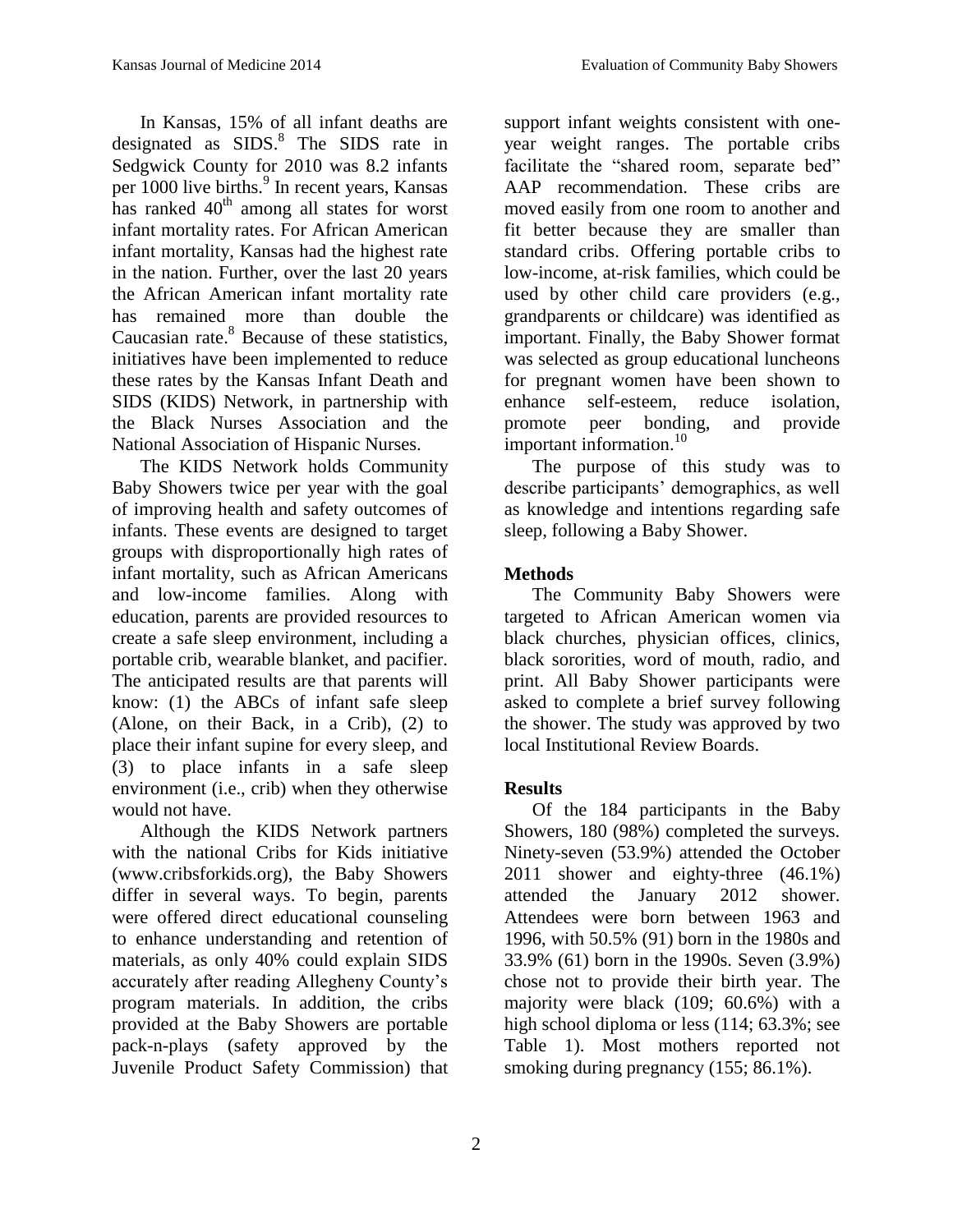In Kansas, 15% of all infant deaths are designated as SIDS.[8] The SIDS rate in Sedgwick County for 2010 was 8.2 infants per 1000 live births.[9] In recent years, Kansas has ranked 40th among all states for worst infant mortality rates. For African American infant mortality, Kansas had the highest rate in the nation. Further, over the last 20 years the African American infant mortality rate has remained more than double the Caucasian rate.[8] Because of these statistics, initiatives have been implemented to reduce these rates by the Kansas Infant Death and SIDS (KIDS) Network, in partnership with the Black Nurses Association and the National Association of Hispanic Nurses.

The KIDS Network holds Community Baby Showers twice per year with the goal of improving health and safety outcomes of infants. These events are designed to target groups with disproportionally high rates of infant mortality, such as African Americans and low-income families. Along with education, parents are provided resources to create a safe sleep environment, including a portable crib, wearable blanket, and pacifier. The anticipated results are that parents will know: (1) the ABCs of infant safe sleep (Alone, on their Back, in a Crib), (2) to place their infant supine for every sleep, and (3) to place infants in a safe sleep environment (i.e., crib) when they otherwise would not have.

Although the KIDS Network partners with the national Cribs for Kids initiative (www.cribsforkids.org), the Baby Showers differ in several ways. To begin, parents were offered direct educational counseling to enhance understanding and retention of materials, as only 40% could explain SIDS accurately after reading Allegheny County's program materials. In addition, the cribs provided at the Baby Showers are portable pack-n-plays (safety approved by the Juvenile Product Safety Commission) that support infant weights consistent with one-year weight ranges. The portable cribs facilitate the "shared room, separate bed" AAP recommendation. These cribs are moved easily from one room to another and fit better because they are smaller than standard cribs. Offering portable cribs to low-income, at-risk families, which could be used by other child care providers (e.g., grandparents or childcare) was identified as important. Finally, the Baby Shower format was selected as group educational luncheons for pregnant women have been shown to enhance self-esteem, reduce isolation, promote peer bonding, and provide important information.[10]

The purpose of this study was to describe participants' demographics, as well as knowledge and intentions regarding safe sleep, following a Baby Shower.

## Methods

The Community Baby Showers were targeted to African American women via black churches, physician offices, clinics, black sororities, word of mouth, radio, and print. All Baby Shower participants were asked to complete a brief survey following the shower. The study was approved by two local Institutional Review Boards.

## Results

Of the 184 participants in the Baby Showers, 180 (98%) completed the surveys. Ninety-seven (53.9%) attended the October 2011 shower and eighty-three (46.1%) attended the January 2012 shower. Attendees were born between 1963 and 1996, with 50.5% (91) born in the 1980s and 33.9% (61) born in the 1990s. Seven (3.9%) chose not to provide their birth year. The majority were black (109; 60.6%) with a high school diploma or less (114; 63.3%; see Table 1). Most mothers reported not smoking during pregnancy (155; 86.1%).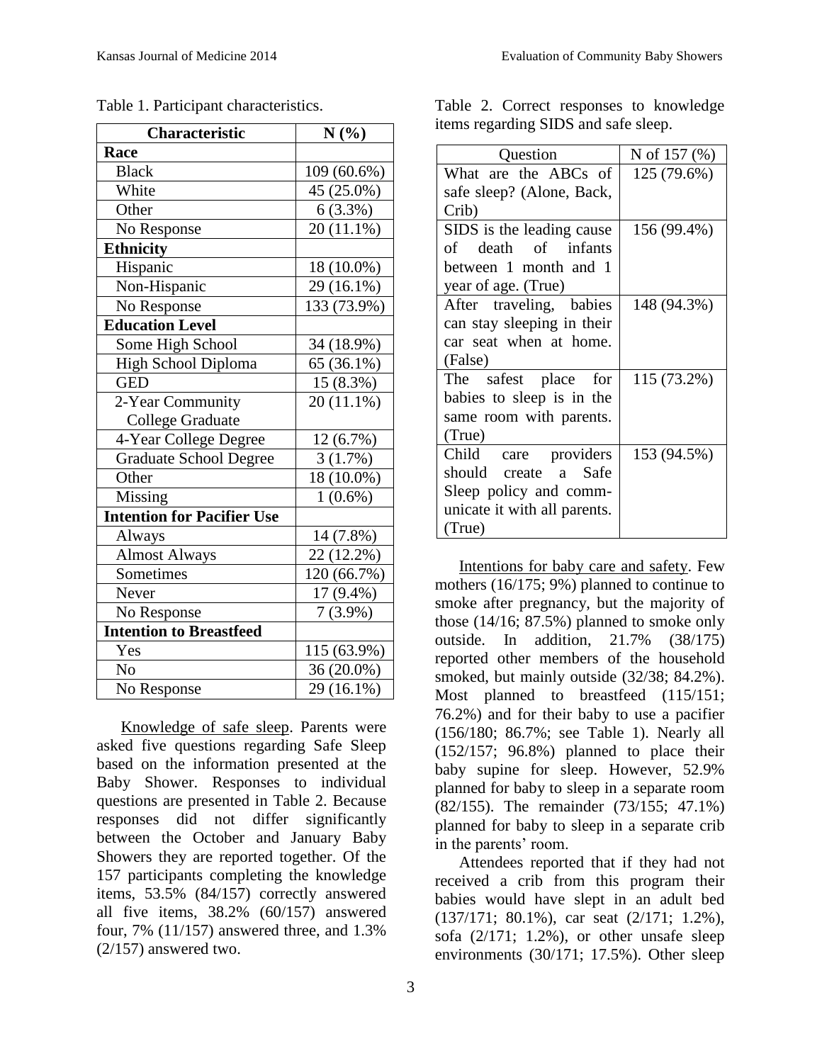Table 1. Participant characteristics.

| Characteristic | N (%) |
|---|---|
| **Race** | |
| Black | 109 (60.6%) |
| White | 45 (25.0%) |
| Other | 6 (3.3%) |
| No Response | 20 (11.1%) |
| **Ethnicity** | |
| Hispanic | 18 (10.0%) |
| Non-Hispanic | 29 (16.1%) |
| No Response | 133 (73.9%) |
| **Education Level** | |
| Some High School | 34 (18.9%) |
| High School Diploma | 65 (36.1%) |
| GED | 15 (8.3%) |
| 2-Year Community College Graduate | 20 (11.1%) |
| 4-Year College Degree | 12 (6.7%) |
| Graduate School Degree | 3 (1.7%) |
| Other | 18 (10.0%) |
| Missing | 1 (0.6%) |
| **Intention for Pacifier Use** | |
| Always | 14 (7.8%) |
| Almost Always | 22 (12.2%) |
| Sometimes | 120 (66.7%) |
| Never | 17 (9.4%) |
| No Response | 7 (3.9%) |
| **Intention to Breastfeed** | |
| Yes | 115 (63.9%) |
| No | 36 (20.0%) |
| No Response | 29 (16.1%) |

Knowledge of safe sleep. Parents were asked five questions regarding Safe Sleep based on the information presented at the Baby Shower. Responses to individual questions are presented in Table 2. Because responses did not differ significantly between the October and January Baby Showers they are reported together. Of the 157 participants completing the knowledge items, 53.5% (84/157) correctly answered all five items, 38.2% (60/157) answered four, 7% (11/157) answered three, and 1.3% (2/157) answered two.

Table 2. Correct responses to knowledge items regarding SIDS and safe sleep.

| Question | N of 157 (%) |
|---|---|
| What are the ABCs of safe sleep? (Alone, Back, Crib) | 125 (79.6%) |
| SIDS is the leading cause of death of infants between 1 month and 1 year of age. (True) | 156 (99.4%) |
| After traveling, babies can stay sleeping in their car seat when at home. (False) | 148 (94.3%) |
| The safest place for babies to sleep is in the same room with parents. (True) | 115 (73.2%) |
| Child care providers should create a Safe Sleep policy and communicate it with all parents. (True) | 153 (94.5%) |

Intentions for baby care and safety. Few mothers (16/175; 9%) planned to continue to smoke after pregnancy, but the majority of those (14/16; 87.5%) planned to smoke only outside. In addition, 21.7% (38/175) reported other members of the household smoked, but mainly outside (32/38; 84.2%). Most planned to breastfeed (115/151; 76.2%) and for their baby to use a pacifier (156/180; 86.7%; see Table 1). Nearly all (152/157; 96.8%) planned to place their baby supine for sleep. However, 52.9% planned for baby to sleep in a separate room (82/155). The remainder (73/155; 47.1%) planned for baby to sleep in a separate crib in the parents' room.

Attendees reported that if they had not received a crib from this program their babies would have slept in an adult bed (137/171; 80.1%), car seat (2/171; 1.2%), sofa (2/171; 1.2%), or other unsafe sleep environments (30/171; 17.5%). Other sleep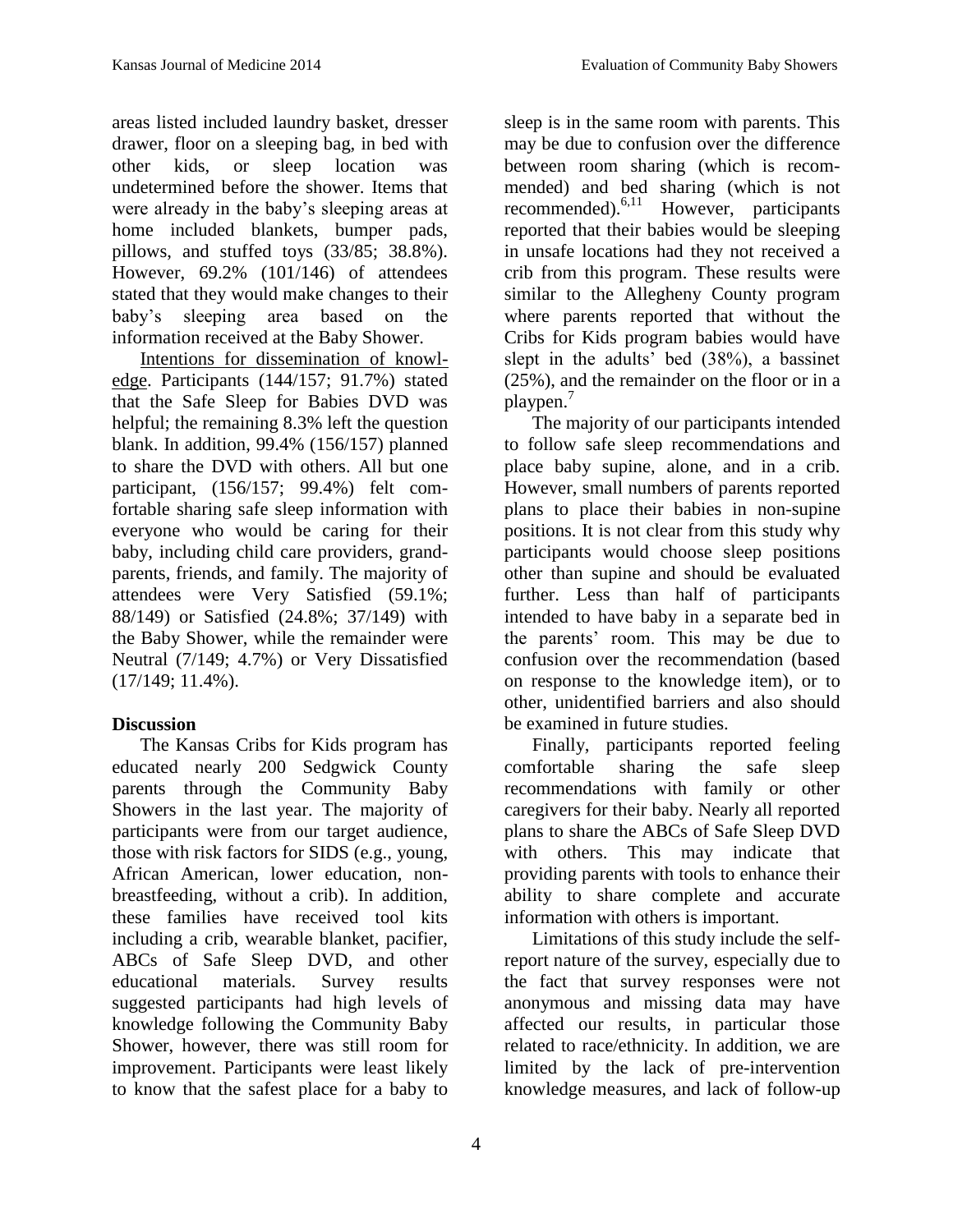areas listed included laundry basket, dresser drawer, floor on a sleeping bag, in bed with other kids, or sleep location was undetermined before the shower. Items that were already in the baby's sleeping areas at home included blankets, bumper pads, pillows, and stuffed toys (33/85; 38.8%). However, 69.2% (101/146) of attendees stated that they would make changes to their baby's sleeping area based on the information received at the Baby Shower.

Intentions for dissemination of knowledge. Participants (144/157; 91.7%) stated that the Safe Sleep for Babies DVD was helpful; the remaining 8.3% left the question blank. In addition, 99.4% (156/157) planned to share the DVD with others. All but one participant, (156/157; 99.4%) felt comfortable sharing safe sleep information with everyone who would be caring for their baby, including child care providers, grandparents, friends, and family. The majority of attendees were Very Satisfied (59.1%; 88/149) or Satisfied (24.8%; 37/149) with the Baby Shower, while the remainder were Neutral (7/149; 4.7%) or Very Dissatisfied (17/149; 11.4%).

## Discussion

The Kansas Cribs for Kids program has educated nearly 200 Sedgwick County parents through the Community Baby Showers in the last year. The majority of participants were from our target audience, those with risk factors for SIDS (e.g., young, African American, lower education, non-breastfeeding, without a crib). In addition, these families have received tool kits including a crib, wearable blanket, pacifier, ABCs of Safe Sleep DVD, and other educational materials. Survey results suggested participants had high levels of knowledge following the Community Baby Shower, however, there was still room for improvement. Participants were least likely to know that the safest place for a baby to sleep is in the same room with parents. This may be due to confusion over the difference between room sharing (which is recommended) and bed sharing (which is not recommended).[6,11] However, participants reported that their babies would be sleeping in unsafe locations had they not received a crib from this program. These results were similar to the Allegheny County program where parents reported that without the Cribs for Kids program babies would have slept in the adults' bed (38%), a bassinet (25%), and the remainder on the floor or in a playpen.[7]

The majority of our participants intended to follow safe sleep recommendations and place baby supine, alone, and in a crib. However, small numbers of parents reported plans to place their babies in non-supine positions. It is not clear from this study why participants would choose sleep positions other than supine and should be evaluated further. Less than half of participants intended to have baby in a separate bed in the parents' room. This may be due to confusion over the recommendation (based on response to the knowledge item), or to other, unidentified barriers and also should be examined in future studies.

Finally, participants reported feeling comfortable sharing the safe sleep recommendations with family or other caregivers for their baby. Nearly all reported plans to share the ABCs of Safe Sleep DVD with others. This may indicate that providing parents with tools to enhance their ability to share complete and accurate information with others is important.

Limitations of this study include the self-report nature of the survey, especially due to the fact that survey responses were not anonymous and missing data may have affected our results, in particular those related to race/ethnicity. In addition, we are limited by the lack of pre-intervention knowledge measures, and lack of follow-up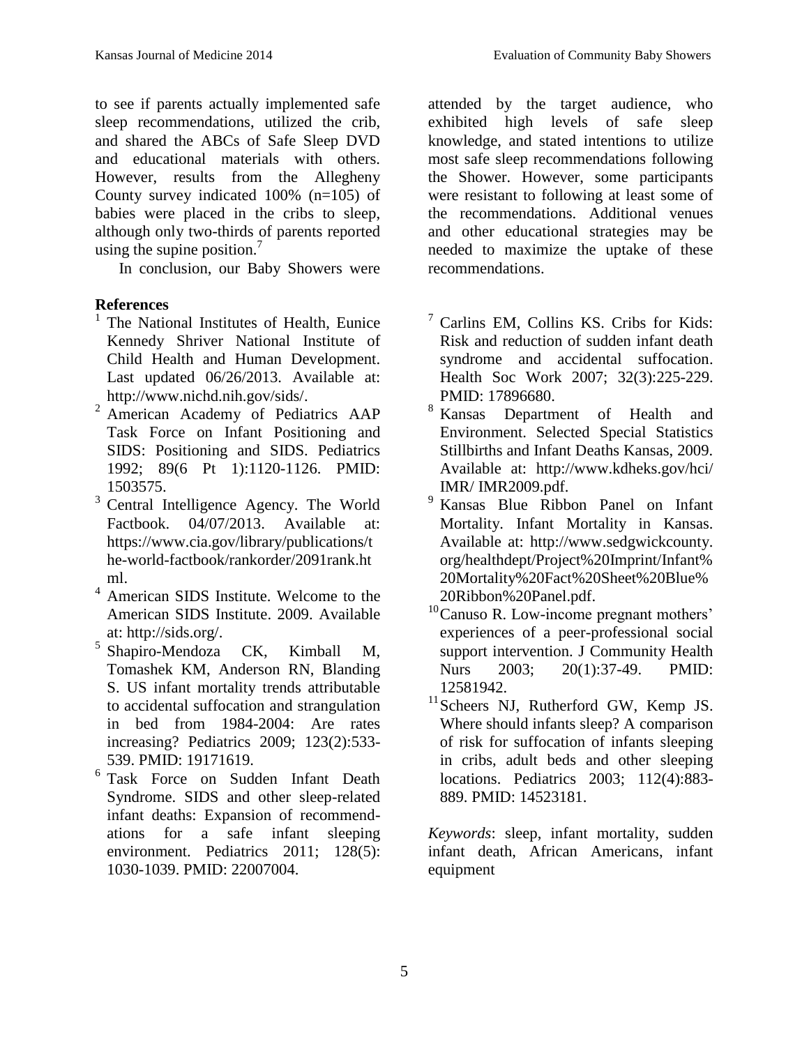to see if parents actually implemented safe sleep recommendations, utilized the crib, and shared the ABCs of Safe Sleep DVD and educational materials with others. However, results from the Allegheny County survey indicated 100% (n=105) of babies were placed in the cribs to sleep, although only two-thirds of parents reported using the supine position.[7]

In conclusion, our Baby Showers were attended by the target audience, who exhibited high levels of safe sleep knowledge, and stated intentions to utilize most safe sleep recommendations following the Shower. However, some participants were resistant to following at least some of the recommendations. Additional venues and other educational strategies may be needed to maximize the uptake of these recommendations.

## References

1. The National Institutes of Health, Eunice Kennedy Shriver National Institute of Child Health and Human Development. Last updated 06/26/2013. Available at: http://www.nichd.nih.gov/sids/.
2. American Academy of Pediatrics AAP Task Force on Infant Positioning and SIDS: Positioning and SIDS. Pediatrics 1992; 89(6 Pt 1):1120-1126. PMID: 1503575.
3. Central Intelligence Agency. The World Factbook. 04/07/2013. Available at: https://www.cia.gov/library/publications/the-world-factbook/rankorder/2091rank.html.
4. American SIDS Institute. Welcome to the American SIDS Institute. 2009. Available at: http://sids.org/.
5. Shapiro-Mendoza CK, Kimball M, Tomashek KM, Anderson RN, Blanding S. US infant mortality trends attributable to accidental suffocation and strangulation in bed from 1984-2004: Are rates increasing? Pediatrics 2009; 123(2):533-539. PMID: 19171619.
6. Task Force on Sudden Infant Death Syndrome. SIDS and other sleep-related infant deaths: Expansion of recommendations for a safe infant sleeping environment. Pediatrics 2011; 128(5): 1030-1039. PMID: 22007004.
7. Carlins EM, Collins KS. Cribs for Kids: Risk and reduction of sudden infant death syndrome and accidental suffocation. Health Soc Work 2007; 32(3):225-229. PMID: 17896680.
8. Kansas Department of Health and Environment. Selected Special Statistics Stillbirths and Infant Deaths Kansas, 2009. Available at: http://www.kdheks.gov/hci/IMR/ IMR2009.pdf.
9. Kansas Blue Ribbon Panel on Infant Mortality. Infant Mortality in Kansas. Available at: http://www.sedgwickcounty.org/healthdept/Project%20Imprint/Infant%20Mortality%20Fact%20Sheet%20Blue%20Ribbon%20Panel.pdf.
10. Canuso R. Low-income pregnant mothers' experiences of a peer-professional social support intervention. J Community Health Nurs 2003; 20(1):37-49. PMID: 12581942.
11. Scheers NJ, Rutherford GW, Kemp JS. Where should infants sleep? A comparison of risk for suffocation of infants sleeping in cribs, adult beds and other sleeping locations. Pediatrics 2003; 112(4):883-889. PMID: 14523181.

*Keywords*: sleep, infant mortality, sudden infant death, African Americans, infant equipment